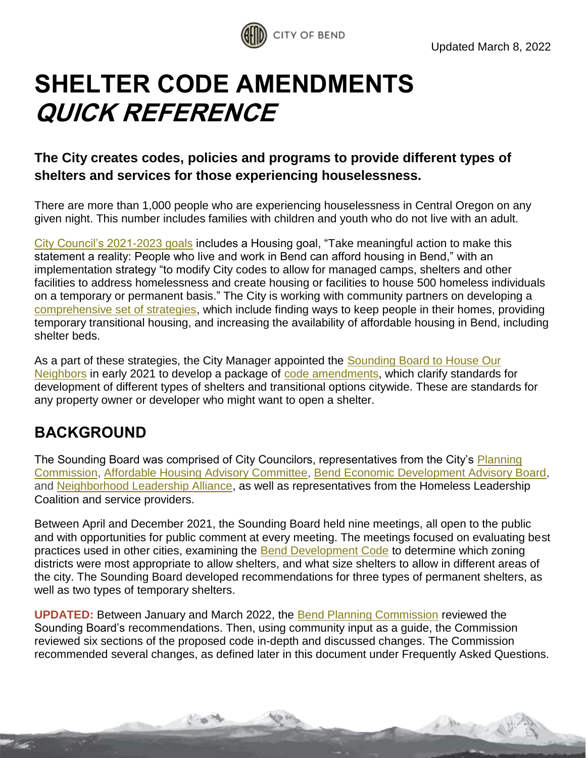Updated March 8, 2022

# SHELTER CODE AMENDMENTS *QUICK REFERENCE*

**The City creates codes, policies and programs to provide different types of shelters and services for those experiencing houselessness.**

There are more than 1,000 people who are experiencing houselessness in Central Oregon on any given night. This number includes families with children and youth who do not live with an adult.

City Council's 2021-2023 goals includes a Housing goal, "Take meaningful action to make this statement a reality: People who live and work in Bend can afford housing in Bend," with an implementation strategy "to modify City codes to allow for managed camps, shelters and other facilities to address homelessness and create housing or facilities to house 500 homeless individuals on a temporary or permanent basis." The City is working with community partners on developing a comprehensive set of strategies, which include finding ways to keep people in their homes, providing temporary transitional housing, and increasing the availability of affordable housing in Bend, including shelter beds.

As a part of these strategies, the City Manager appointed the Sounding Board to House Our Neighbors in early 2021 to develop a package of code amendments, which clarify standards for development of different types of shelters and transitional options citywide. These are standards for any property owner or developer who might want to open a shelter.

## BACKGROUND

The Sounding Board was comprised of City Councilors, representatives from the City's Planning Commission, Affordable Housing Advisory Committee, Bend Economic Development Advisory Board, and Neighborhood Leadership Alliance, as well as representatives from the Homeless Leadership Coalition and service providers.

Between April and December 2021, the Sounding Board held nine meetings, all open to the public and with opportunities for public comment at every meeting. The meetings focused on evaluating best practices used in other cities, examining the Bend Development Code to determine which zoning districts were most appropriate to allow shelters, and what size shelters to allow in different areas of the city. The Sounding Board developed recommendations for three types of permanent shelters, as well as two types of temporary shelters.

**UPDATED:** Between January and March 2022, the Bend Planning Commission reviewed the Sounding Board's recommendations. Then, using community input as a guide, the Commission reviewed six sections of the proposed code in-depth and discussed changes. The Commission recommended several changes, as defined later in this document under Frequently Asked Questions.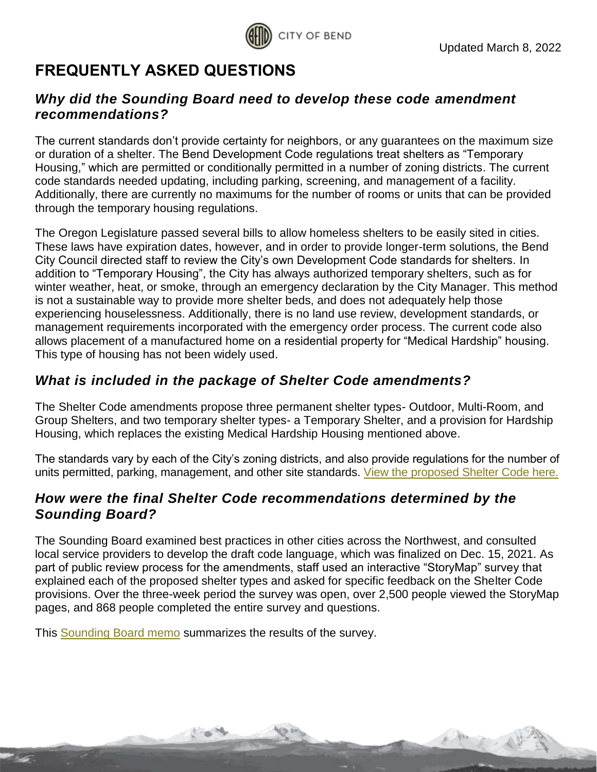# FREQUENTLY ASKED QUESTIONS

## *Why did the Sounding Board need to develop these code amendment recommendations?*

The current standards don't provide certainty for neighbors, or any guarantees on the maximum size or duration of a shelter. The Bend Development Code regulations treat shelters as "Temporary Housing," which are permitted or conditionally permitted in a number of zoning districts. The current code standards needed updating, including parking, screening, and management of a facility. Additionally, there are currently no maximums for the number of rooms or units that can be provided through the temporary housing regulations.

The Oregon Legislature passed several bills to allow homeless shelters to be easily sited in cities. These laws have expiration dates, however, and in order to provide longer-term solutions, the Bend City Council directed staff to review the City's own Development Code standards for shelters. In addition to "Temporary Housing", the City has always authorized temporary shelters, such as for winter weather, heat, or smoke, through an emergency declaration by the City Manager. This method is not a sustainable way to provide more shelter beds, and does not adequately help those experiencing houselessness. Additionally, there is no land use review, development standards, or management requirements incorporated with the emergency order process. The current code also allows placement of a manufactured home on a residential property for "Medical Hardship" housing. This type of housing has not been widely used.

## *What is included in the package of Shelter Code amendments?*

The Shelter Code amendments propose three permanent shelter types- Outdoor, Multi-Room, and Group Shelters, and two temporary shelter types- a Temporary Shelter, and a provision for Hardship Housing, which replaces the existing Medical Hardship Housing mentioned above.

The standards vary by each of the City's zoning districts, and also provide regulations for the number of units permitted, parking, management, and other site standards. View the proposed Shelter Code here.

## *How were the final Shelter Code recommendations determined by the Sounding Board?*

The Sounding Board examined best practices in other cities across the Northwest, and consulted local service providers to develop the draft code language, which was finalized on Dec. 15, 2021. As part of public review process for the amendments, staff used an interactive "StoryMap" survey that explained each of the proposed shelter types and asked for specific feedback on the Shelter Code provisions. Over the three-week period the survey was open, over 2,500 people viewed the StoryMap pages, and 868 people completed the entire survey and questions.

This Sounding Board memo summarizes the results of the survey.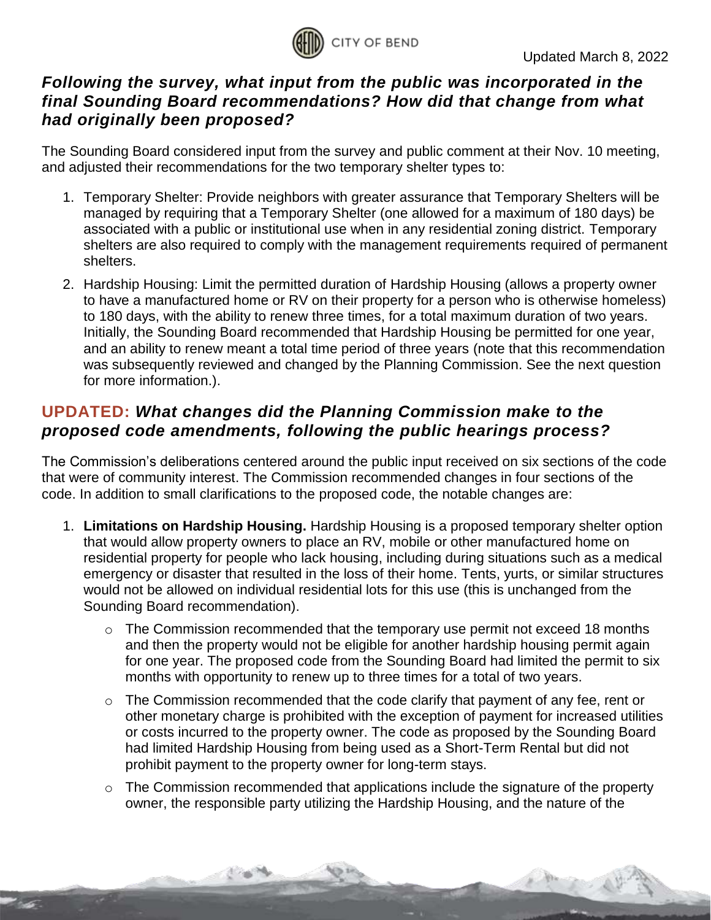### *Following the survey, what input from the public was incorporated in the final Sounding Board recommendations? How did that change from what had originally been proposed?*

The Sounding Board considered input from the survey and public comment at their Nov. 10 meeting, and adjusted their recommendations for the two temporary shelter types to:

1. Temporary Shelter: Provide neighbors with greater assurance that Temporary Shelters will be managed by requiring that a Temporary Shelter (one allowed for a maximum of 180 days) be associated with a public or institutional use when in any residential zoning district. Temporary shelters are also required to comply with the management requirements required of permanent shelters.
2. Hardship Housing: Limit the permitted duration of Hardship Housing (allows a property owner to have a manufactured home or RV on their property for a person who is otherwise homeless) to 180 days, with the ability to renew three times, for a total maximum duration of two years. Initially, the Sounding Board recommended that Hardship Housing be permitted for one year, and an ability to renew meant a total time period of three years (note that this recommendation was subsequently reviewed and changed by the Planning Commission. See the next question for more information.).

### **UPDATED:** *What changes did the Planning Commission make to the proposed code amendments, following the public hearings process?*

The Commission's deliberations centered around the public input received on six sections of the code that were of community interest. The Commission recommended changes in four sections of the code. In addition to small clarifications to the proposed code, the notable changes are:

1. **Limitations on Hardship Housing.** Hardship Housing is a proposed temporary shelter option that would allow property owners to place an RV, mobile or other manufactured home on residential property for people who lack housing, including during situations such as a medical emergency or disaster that resulted in the loss of their home. Tents, yurts, or similar structures would not be allowed on individual residential lots for this use (this is unchanged from the Sounding Board recommendation).
   - The Commission recommended that the temporary use permit not exceed 18 months and then the property would not be eligible for another hardship housing permit again for one year. The proposed code from the Sounding Board had limited the permit to six months with opportunity to renew up to three times for a total of two years.
   - The Commission recommended that the code clarify that payment of any fee, rent or other monetary charge is prohibited with the exception of payment for increased utilities or costs incurred to the property owner. The code as proposed by the Sounding Board had limited Hardship Housing from being used as a Short-Term Rental but did not prohibit payment to the property owner for long-term stays.
   - The Commission recommended that applications include the signature of the property owner, the responsible party utilizing the Hardship Housing, and the nature of the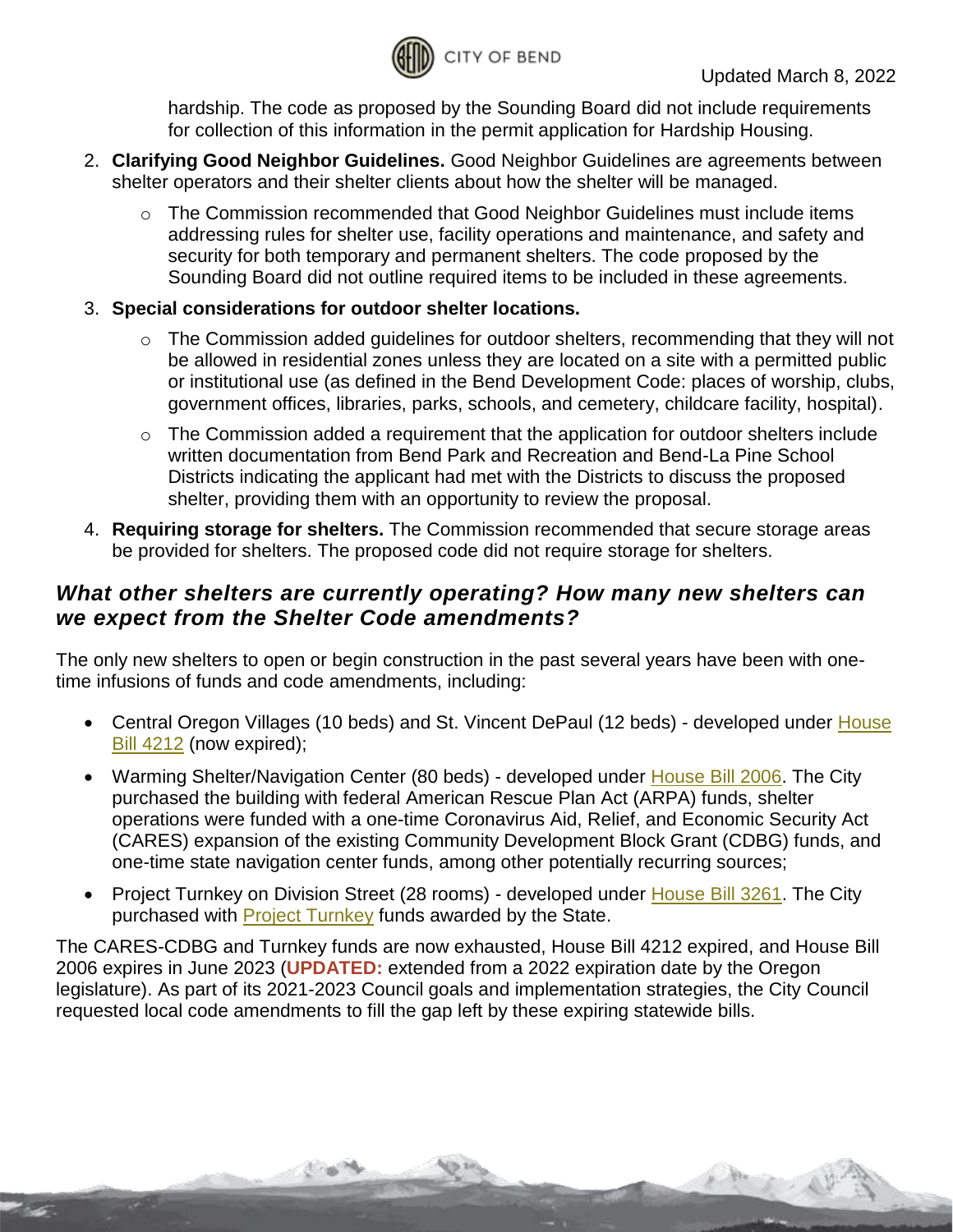hardship. The code as proposed by the Sounding Board did not include requirements for collection of this information in the permit application for Hardship Housing.

2. **Clarifying Good Neighbor Guidelines.** Good Neighbor Guidelines are agreements between shelter operators and their shelter clients about how the shelter will be managed.
   - The Commission recommended that Good Neighbor Guidelines must include items addressing rules for shelter use, facility operations and maintenance, and safety and security for both temporary and permanent shelters. The code proposed by the Sounding Board did not outline required items to be included in these agreements.
3. **Special considerations for outdoor shelter locations.**
   - The Commission added guidelines for outdoor shelters, recommending that they will not be allowed in residential zones unless they are located on a site with a permitted public or institutional use (as defined in the Bend Development Code: places of worship, clubs, government offices, libraries, parks, schools, and cemetery, childcare facility, hospital).
   - The Commission added a requirement that the application for outdoor shelters include written documentation from Bend Park and Recreation and Bend-La Pine School Districts indicating the applicant had met with the Districts to discuss the proposed shelter, providing them with an opportunity to review the proposal.
4. **Requiring storage for shelters.** The Commission recommended that secure storage areas be provided for shelters. The proposed code did not require storage for shelters.

## *What other shelters are currently operating? How many new shelters can we expect from the Shelter Code amendments?*

The only new shelters to open or begin construction in the past several years have been with one-time infusions of funds and code amendments, including:

- Central Oregon Villages (10 beds) and St. Vincent DePaul (12 beds) - developed under House Bill 4212 (now expired);
- Warming Shelter/Navigation Center (80 beds) - developed under House Bill 2006. The City purchased the building with federal American Rescue Plan Act (ARPA) funds, shelter operations were funded with a one-time Coronavirus Aid, Relief, and Economic Security Act (CARES) expansion of the existing Community Development Block Grant (CDBG) funds, and one-time state navigation center funds, among other potentially recurring sources;
- Project Turnkey on Division Street (28 rooms) - developed under House Bill 3261. The City purchased with Project Turnkey funds awarded by the State.

The CARES-CDBG and Turnkey funds are now exhausted, House Bill 4212 expired, and House Bill 2006 expires in June 2023 (**UPDATED:** extended from a 2022 expiration date by the Oregon legislature). As part of its 2021-2023 Council goals and implementation strategies, the City Council requested local code amendments to fill the gap left by these expiring statewide bills.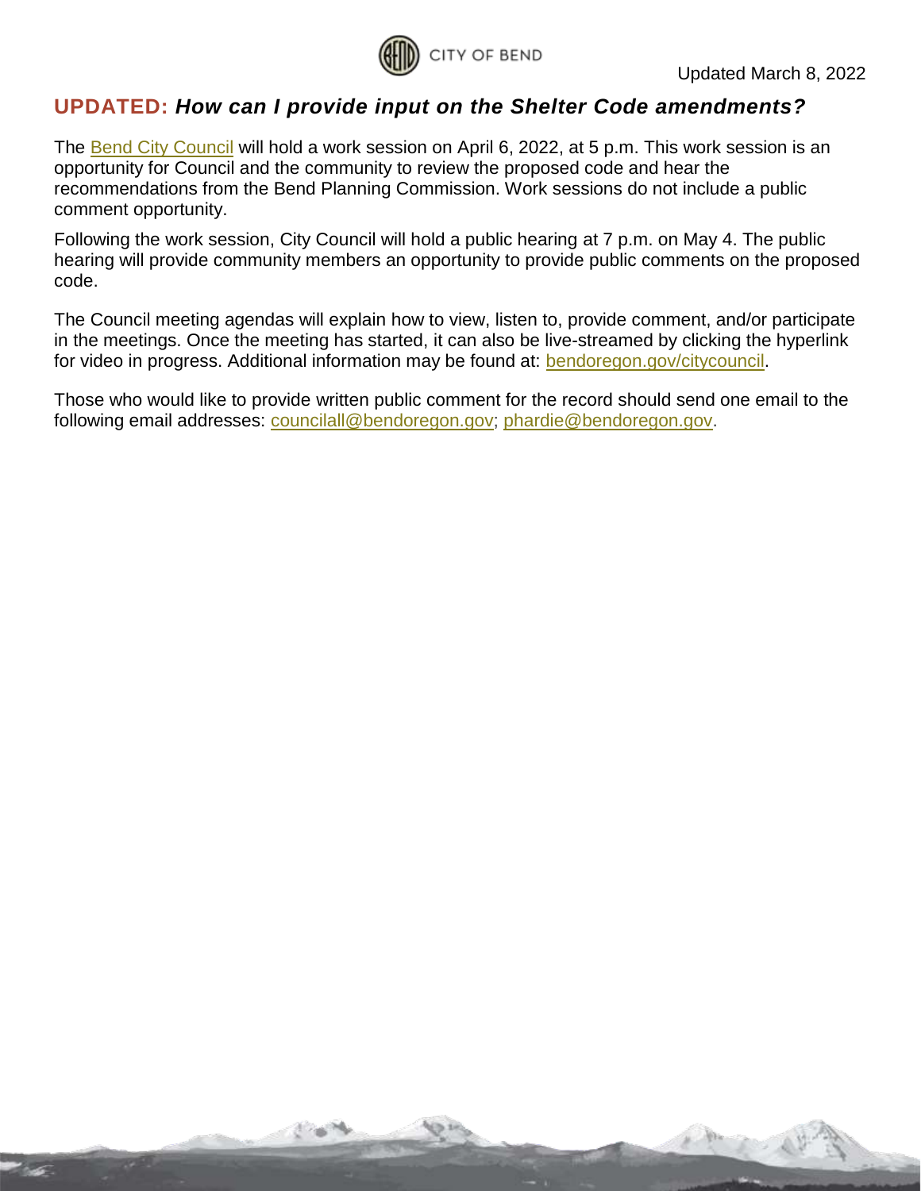Updated March 8, 2022

## **UPDATED:** ***How can I provide input on the Shelter Code amendments?***

The Bend City Council will hold a work session on April 6, 2022, at 5 p.m. This work session is an opportunity for Council and the community to review the proposed code and hear the recommendations from the Bend Planning Commission. Work sessions do not include a public comment opportunity.

Following the work session, City Council will hold a public hearing at 7 p.m. on May 4. The public hearing will provide community members an opportunity to provide public comments on the proposed code.

The Council meeting agendas will explain how to view, listen to, provide comment, and/or participate in the meetings. Once the meeting has started, it can also be live-streamed by clicking the hyperlink for video in progress. Additional information may be found at: bendoregon.gov/citycouncil.

Those who would like to provide written public comment for the record should send one email to the following email addresses: councilall@bendoregon.gov; phardie@bendoregon.gov.